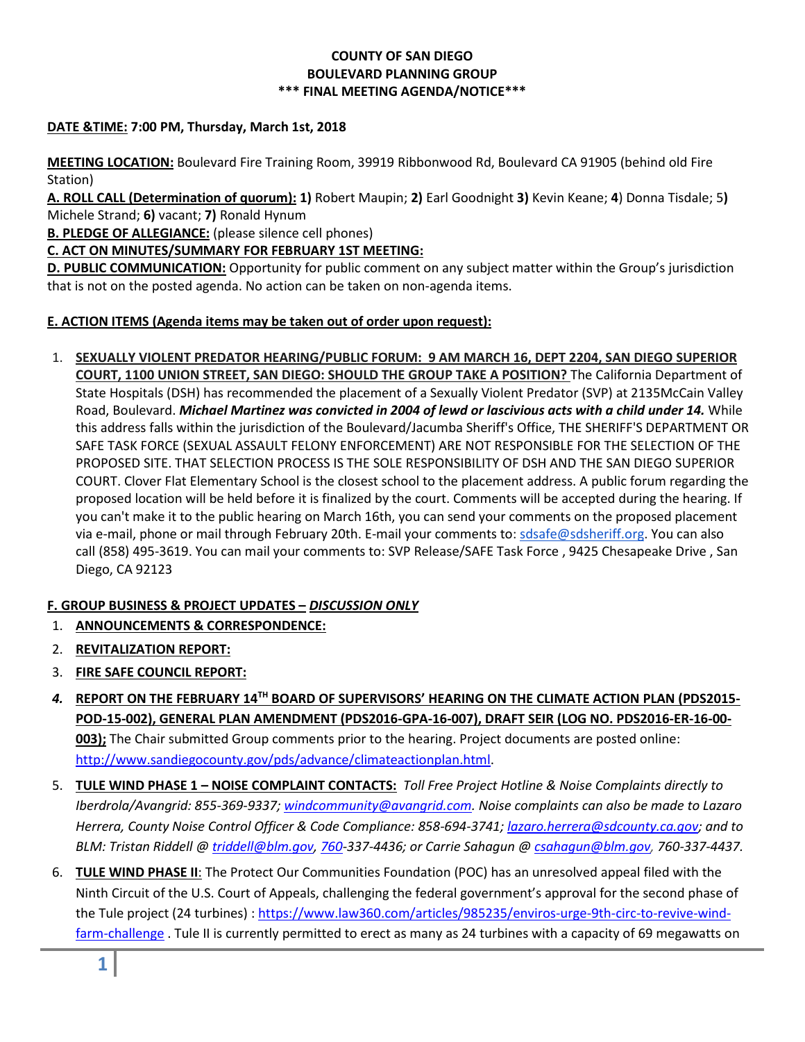**COUNTY OF SAN DIEGO**
**BOULEVARD PLANNING GROUP**
**\*\*\* FINAL MEETING AGENDA/NOTICE\*\*\***

**DATE &TIME: 7:00 PM, Thursday, March 1st, 2018**

**MEETING LOCATION:** Boulevard Fire Training Room, 39919 Ribbonwood Rd, Boulevard CA 91905 (behind old Fire Station)

**A. ROLL CALL (Determination of quorum): 1)** Robert Maupin; **2)** Earl Goodnight **3)** Kevin Keane; **4**) Donna Tisdale; 5**)** Michele Strand; **6)** vacant; **7)** Ronald Hynum

**B. PLEDGE OF ALLEGIANCE:** (please silence cell phones)

**C. ACT ON MINUTES/SUMMARY FOR FEBRUARY 1ST MEETING:**

**D. PUBLIC COMMUNICATION:** Opportunity for public comment on any subject matter within the Group's jurisdiction that is not on the posted agenda. No action can be taken on non-agenda items.

**E. ACTION ITEMS (Agenda items may be taken out of order upon request):**

1. **SEXUALLY VIOLENT PREDATOR HEARING/PUBLIC FORUM: 9 AM MARCH 16, DEPT 2204, SAN DIEGO SUPERIOR COURT, 1100 UNION STREET, SAN DIEGO: SHOULD THE GROUP TAKE A POSITION?** The California Department of State Hospitals (DSH) has recommended the placement of a Sexually Violent Predator (SVP) at 2135McCain Valley Road, Boulevard. ***Michael Martinez was convicted in 2004 of lewd or lascivious acts with a child under 14.*** While this address falls within the jurisdiction of the Boulevard/Jacumba Sheriff's Office, THE SHERIFF'S DEPARTMENT OR SAFE TASK FORCE (SEXUAL ASSAULT FELONY ENFORCEMENT) ARE NOT RESPONSIBLE FOR THE SELECTION OF THE PROPOSED SITE. THAT SELECTION PROCESS IS THE SOLE RESPONSIBILITY OF DSH AND THE SAN DIEGO SUPERIOR COURT. Clover Flat Elementary School is the closest school to the placement address. A public forum regarding the proposed location will be held before it is finalized by the court. Comments will be accepted during the hearing. If you can't make it to the public hearing on March 16th, you can send your comments on the proposed placement via e-mail, phone or mail through February 20th. E-mail your comments to: sdsafe@sdsheriff.org. You can also call (858) 495-3619. You can mail your comments to: SVP Release/SAFE Task Force , 9425 Chesapeake Drive , San Diego, CA 92123

**F. GROUP BUSINESS & PROJECT UPDATES – *DISCUSSION ONLY***

1. **ANNOUNCEMENTS & CORRESPONDENCE:**
2. **REVITALIZATION REPORT:**
3. **FIRE SAFE COUNCIL REPORT:**
4. **REPORT ON THE FEBRUARY 14TH BOARD OF SUPERVISORS' HEARING ON THE CLIMATE ACTION PLAN (PDS2015-POD-15-002), GENERAL PLAN AMENDMENT (PDS2016-GPA-16-007), DRAFT SEIR (LOG NO. PDS2016-ER-16-00-003);** The Chair submitted Group comments prior to the hearing. Project documents are posted online: http://www.sandiegocounty.gov/pds/advance/climateactionplan.html.
5. **TULE WIND PHASE 1 – NOISE COMPLAINT CONTACTS:** *Toll Free Project Hotline & Noise Complaints directly to Iberdrola/Avangrid: 855-369-9337; windcommunity@avangrid.com. Noise complaints can also be made to Lazaro Herrera, County Noise Control Officer & Code Compliance: 858-694-3741; lazaro.herrera@sdcounty.ca.gov; and to BLM: Tristan Riddell @ triddell@blm.gov, 760-337-4436; or Carrie Sahagun @ csahagun@blm.gov, 760-337-4437.*
6. **TULE WIND PHASE II**: The Protect Our Communities Foundation (POC) has an unresolved appeal filed with the Ninth Circuit of the U.S. Court of Appeals, challenging the federal government's approval for the second phase of the Tule project (24 turbines) : https://www.law360.com/articles/985235/enviros-urge-9th-circ-to-revive-wind-farm-challenge . Tule II is currently permitted to erect as many as 24 turbines with a capacity of 69 megawatts on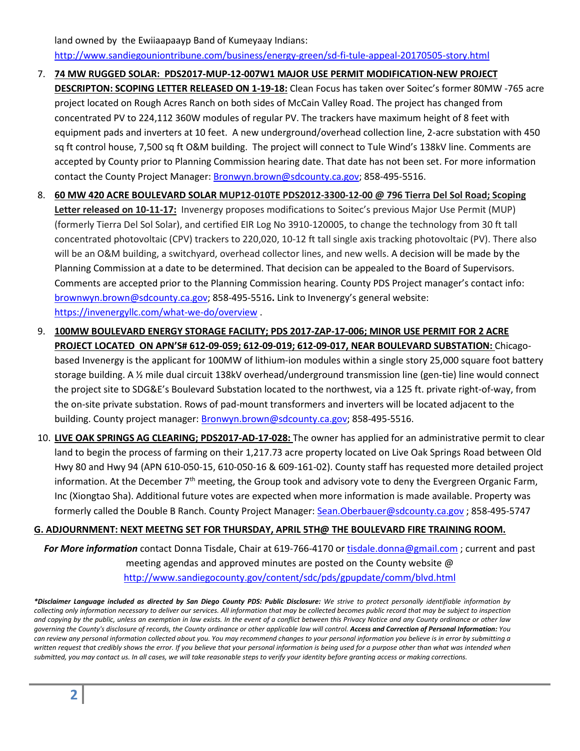land owned by the Ewiiaapaayp Band of Kumeyaay Indians: http://www.sandiegouniontribune.com/business/energy-green/sd-fi-tule-appeal-20170505-story.html

7. **74 MW RUGGED SOLAR: PDS2017-MUP-12-007W1 MAJOR USE PERMIT MODIFICATION-NEW PROJECT DESCRIPTON: SCOPING LETTER RELEASED ON 1-19-18:** Clean Focus has taken over Soitec's former 80MW -765 acre project located on Rough Acres Ranch on both sides of McCain Valley Road. The project has changed from concentrated PV to 224,112 360W modules of regular PV. The trackers have maximum height of 8 feet with equipment pads and inverters at 10 feet. A new underground/overhead collection line, 2-acre substation with 450 sq ft control house, 7,500 sq ft O&M building. The project will connect to Tule Wind's 138kV line. Comments are accepted by County prior to Planning Commission hearing date. That date has not been set. For more information contact the County Project Manager: Bronwyn.brown@sdcounty.ca.gov; 858-495-5516.

8. **60 MW 420 ACRE BOULEVARD SOLAR MUP12-010TE PDS2012-3300-12-00 @ 796 Tierra Del Sol Road; Scoping Letter released on 10-11-17:** Invenergy proposes modifications to Soitec's previous Major Use Permit (MUP) (formerly Tierra Del Sol Solar), and certified EIR Log No 3910-120005, to change the technology from 30 ft tall concentrated photovoltaic (CPV) trackers to 220,020, 10-12 ft tall single axis tracking photovoltaic (PV). There also will be an O&M building, a switchyard, overhead collector lines, and new wells. A decision will be made by the Planning Commission at a date to be determined. That decision can be appealed to the Board of Supervisors. Comments are accepted prior to the Planning Commission hearing. County PDS Project manager's contact info: brownwyn.brown@sdcounty.ca.gov; 858-495-5516**.** Link to Invenergy's general website: https://invenergyllc.com/what-we-do/overview .

9. **100MW BOULEVARD ENERGY STORAGE FACILITY; PDS 2017-ZAP-17-006; MINOR USE PERMIT FOR 2 ACRE PROJECT LOCATED ON APN'S# 612-09-059; 612-09-019; 612-09-017, NEAR BOULEVARD SUBSTATION:** Chicago-based Invenergy is the applicant for 100MW of lithium-ion modules within a single story 25,000 square foot battery storage building. A ½ mile dual circuit 138kV overhead/underground transmission line (gen-tie) line would connect the project site to SDG&E's Boulevard Substation located to the northwest, via a 125 ft. private right-of-way, from the on-site private substation. Rows of pad-mount transformers and inverters will be located adjacent to the building. County project manager: Bronwyn.brown@sdcounty.ca.gov; 858-495-5516.

10. **LIVE OAK SPRINGS AG CLEARING; PDS2017-AD-17-028:** The owner has applied for an administrative permit to clear land to begin the process of farming on their 1,217.73 acre property located on Live Oak Springs Road between Old Hwy 80 and Hwy 94 (APN 610-050-15, 610-050-16 & 609-161-02). County staff has requested more detailed project information. At the December 7th meeting, the Group took and advisory vote to deny the Evergreen Organic Farm, Inc (Xiongtao Sha). Additional future votes are expected when more information is made available. Property was formerly called the Double B Ranch. County Project Manager: Sean.Oberbauer@sdcounty.ca.gov ; 858-495-5747

**G. ADJOURNMENT: NEXT MEETNG SET FOR THURSDAY, APRIL 5TH@ THE BOULEVARD FIRE TRAINING ROOM.**

***For More information*** contact Donna Tisdale, Chair at 619-766-4170 or tisdale.donna@gmail.com ; current and past meeting agendas and approved minutes are posted on the County website @ http://www.sandiegocounty.gov/content/sdc/pds/gpupdate/comm/blvd.html

***\*Disclaimer Language included as directed by San Diego County PDS: Public Disclosure:*** *We strive to protect personally identifiable information by collecting only information necessary to deliver our services. All information that may be collected becomes public record that may be subject to inspection and copying by the public, unless an exemption in law exists. In the event of a conflict between this Privacy Notice and any County ordinance or other law governing the County's disclosure of records, the County ordinance or other applicable law will control.* ***Access and Correction of Personal Information:*** *You can review any personal information collected about you. You may recommend changes to your personal information you believe is in error by submitting a written request that credibly shows the error. If you believe that your personal information is being used for a purpose other than what was intended when submitted, you may contact us. In all cases, we will take reasonable steps to verify your identity before granting access or making corrections.*